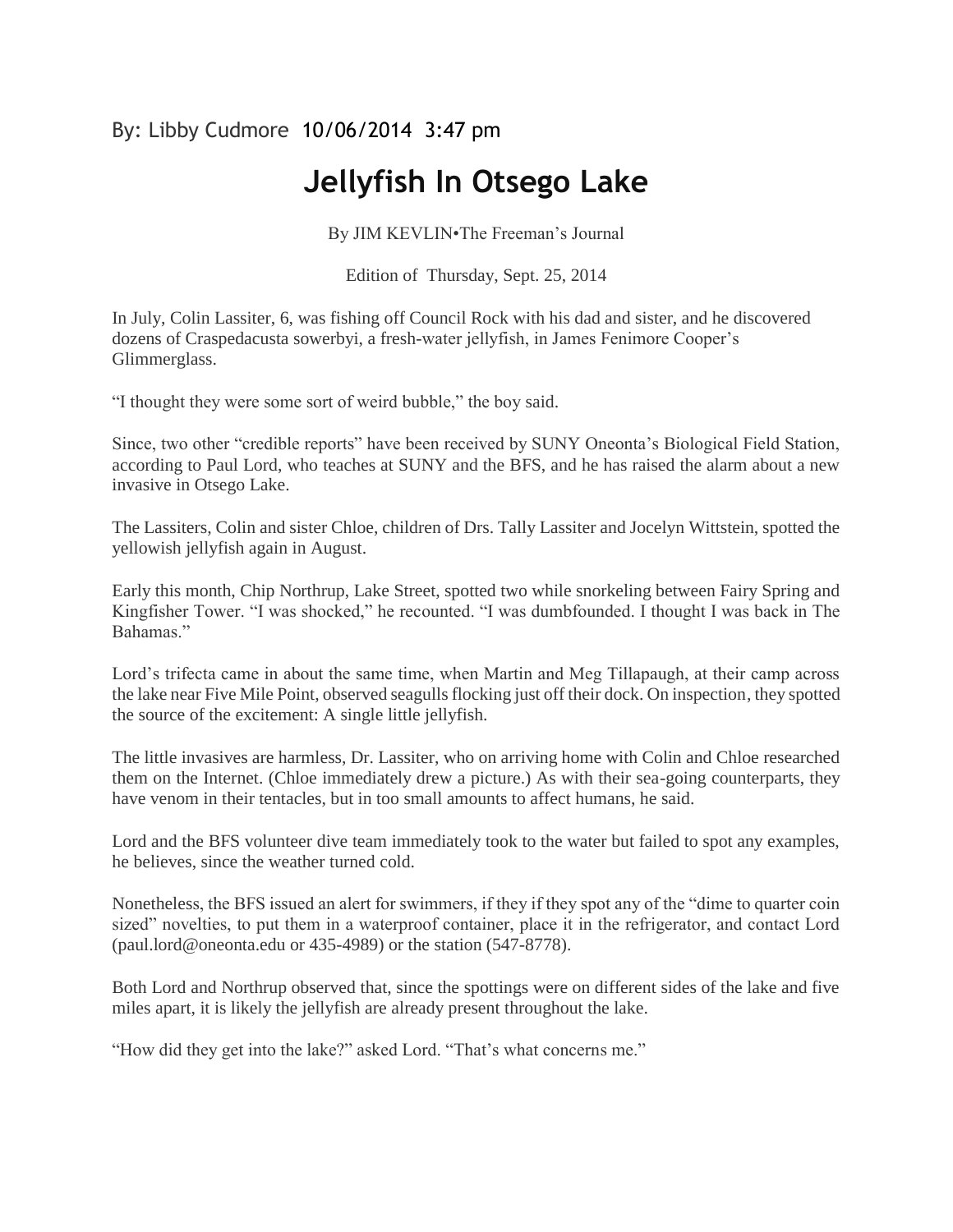By: Libby Cudmore 10/06/2014 3:47 pm

# Jellyfish In Otsego Lake

By JIM KEVLIN•The Freeman's Journal

Edition of Thursday, Sept. 25, 2014

In July, Colin Lassiter, 6, was fishing off Council Rock with his dad and sister, and he discovered dozens of Craspedacusta sowerbyi, a fresh-water jellyfish, in James Fenimore Cooper's Glimmerglass.

"I thought they were some sort of weird bubble," the boy said.

Since, two other "credible reports" have been received by SUNY Oneonta's Biological Field Station, according to Paul Lord, who teaches at SUNY and the BFS, and he has raised the alarm about a new invasive in Otsego Lake.

The Lassiters, Colin and sister Chloe, children of Drs. Tally Lassiter and Jocelyn Wittstein, spotted the yellowish jellyfish again in August.

Early this month, Chip Northrup, Lake Street, spotted two while snorkeling between Fairy Spring and Kingfisher Tower. "I was shocked," he recounted. "I was dumbfounded. I thought I was back in The Bahamas."

Lord's trifecta came in about the same time, when Martin and Meg Tillapaugh, at their camp across the lake near Five Mile Point, observed seagulls flocking just off their dock. On inspection, they spotted the source of the excitement: A single little jellyfish.

The little invasives are harmless, Dr. Lassiter, who on arriving home with Colin and Chloe researched them on the Internet. (Chloe immediately drew a picture.) As with their sea-going counterparts, they have venom in their tentacles, but in too small amounts to affect humans, he said.

Lord and the BFS volunteer dive team immediately took to the water but failed to spot any examples, he believes, since the weather turned cold.

Nonetheless, the BFS issued an alert for swimmers, if they if they spot any of the "dime to quarter coin sized" novelties, to put them in a waterproof container, place it in the refrigerator, and contact Lord (paul.lord@oneonta.edu or 435-4989) or the station (547-8778).

Both Lord and Northrup observed that, since the spottings were on different sides of the lake and five miles apart, it is likely the jellyfish are already present throughout the lake.

"How did they get into the lake?" asked Lord. "That's what concerns me."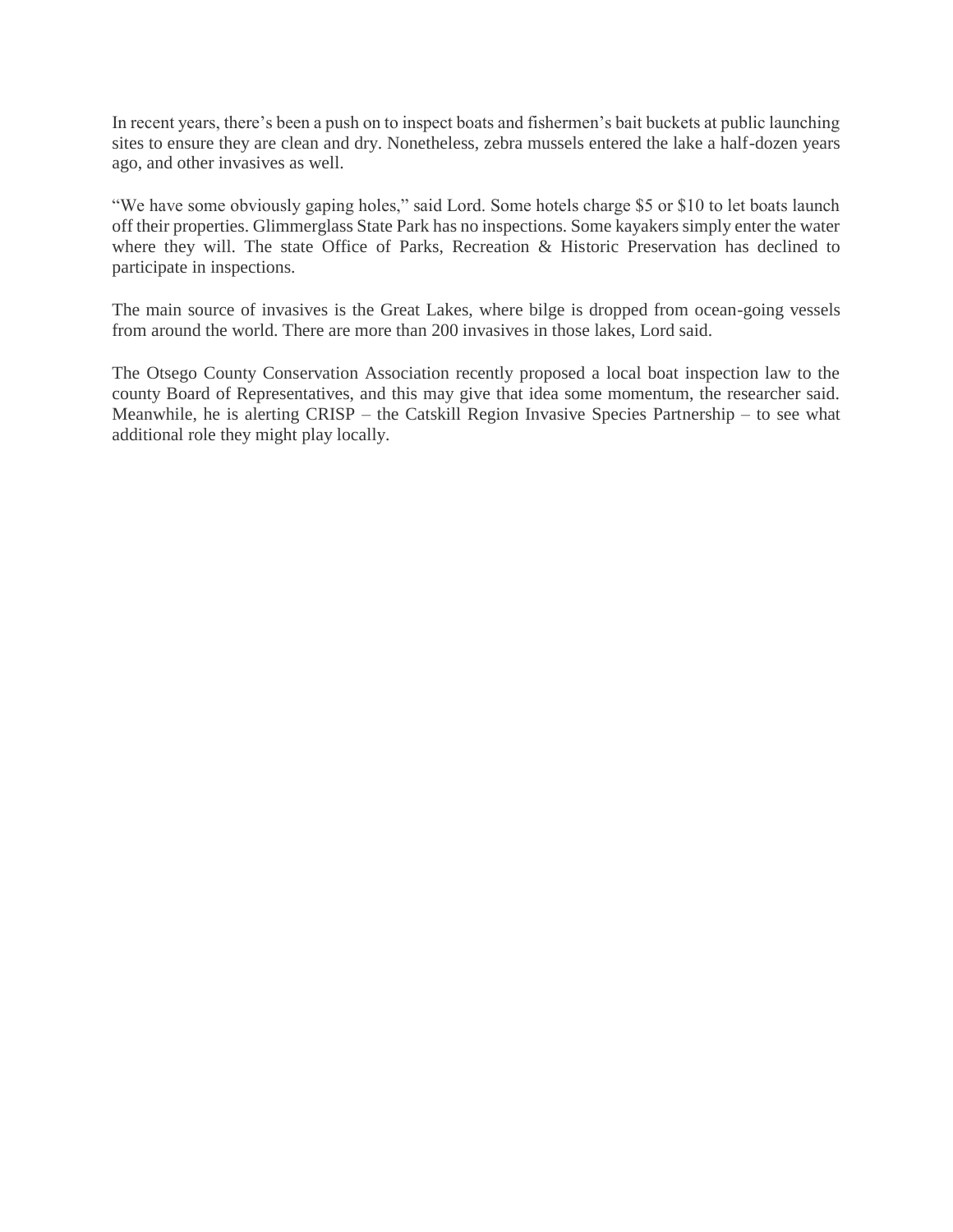In recent years, there's been a push on to inspect boats and fishermen's bait buckets at public launching sites to ensure they are clean and dry. Nonetheless, zebra mussels entered the lake a half-dozen years ago, and other invasives as well.

"We have some obviously gaping holes," said Lord. Some hotels charge $5 or $10 to let boats launch off their properties. Glimmerglass State Park has no inspections. Some kayakers simply enter the water where they will. The state Office of Parks, Recreation & Historic Preservation has declined to participate in inspections.

The main source of invasives is the Great Lakes, where bilge is dropped from ocean-going vessels from around the world. There are more than 200 invasives in those lakes, Lord said.

The Otsego County Conservation Association recently proposed a local boat inspection law to the county Board of Representatives, and this may give that idea some momentum, the researcher said. Meanwhile, he is alerting CRISP – the Catskill Region Invasive Species Partnership – to see what additional role they might play locally.